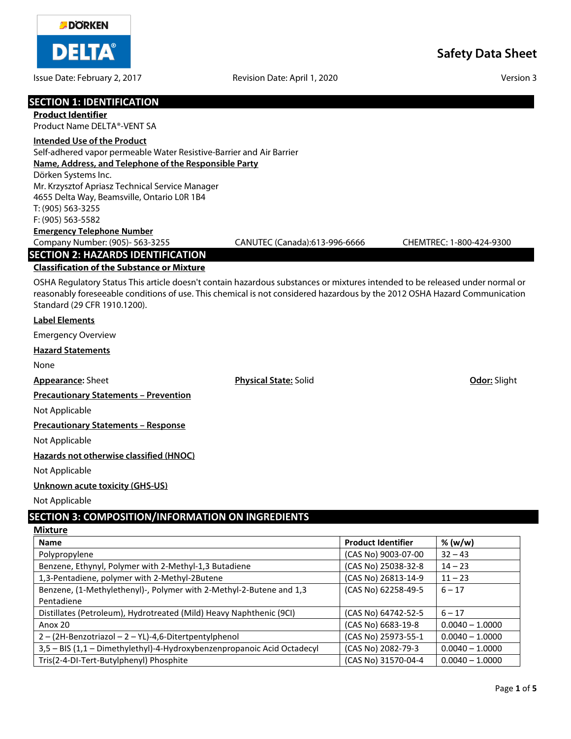DÖRKEN DELTA®

# Safety Data Sheet

Issue Date: February 2, 2017 | Revision Date: April 1, 2020 | Version 3

## SECTION 1: IDENTIFICATION

**Product Identifier**

Product Name DELTA®-VENT SA

**Intended Use of the Product**

Self-adhered vapor permeable Water Resistive-Barrier and Air Barrier

**Name, Address, and Telephone of the Responsible Party**

Dörken Systems Inc.
Mr. Krzysztof Apriasz Technical Service Manager
4655 Delta Way, Beamsville, Ontario L0R 1B4
T: (905) 563-3255
F: (905) 563-5582

**Emergency Telephone Number**

Company Number: (905)- 563-3255 CANUTEC (Canada):613-996-6666 CHEMTREC: 1-800-424-9300

## SECTION 2: HAZARDS IDENTIFICATION

**Classification of the Substance or Mixture**

OSHA Regulatory Status This article doesn't contain hazardous substances or mixtures intended to be released under normal or reasonably foreseeable conditions of use. This chemical is not considered hazardous by the 2012 OSHA Hazard Communication Standard (29 CFR 1910.1200).

**Label Elements**

Emergency Overview

**Hazard Statements**

None

**Appearance:** Sheet **Physical State:** Solid **Odor:** Slight

**Precautionary Statements – Prevention**

Not Applicable

**Precautionary Statements – Response**

Not Applicable

**Hazards not otherwise classified (HNOC)**

Not Applicable

**Unknown acute toxicity (GHS-US)**

Not Applicable

## SECTION 3: COMPOSITION/INFORMATION ON INGREDIENTS

**Mixture**

| Name | Product Identifier | % (w/w) |
|---|---|---|
| Polypropylene | (CAS No) 9003-07-00 | 32 – 43 |
| Benzene, Ethynyl, Polymer with 2-Methyl-1,3 Butadiene | (CAS No) 25038-32-8 | 14 – 23 |
| 1,3-Pentadiene, polymer with 2-Methyl-2Butene | (CAS No) 26813-14-9 | 11 – 23 |
| Benzene, (1-Methylethenyl)-, Polymer with 2-Methyl-2-Butene and 1,3 Pentadiene | (CAS No) 62258-49-5 | 6 – 17 |
| Distillates (Petroleum), Hydrotreated (Mild) Heavy Naphthenic (9CI) | (CAS No) 64742-52-5 | 6 – 17 |
| Anox 20 | (CAS No) 6683-19-8 | 0.0040 – 1.0000 |
| 2 – (2H-Benzotriazol – 2 – YL)-4,6-Ditertpentylphenol | (CAS No) 25973-55-1 | 0.0040 – 1.0000 |
| 3,5 – BIS (1,1 – Dimethylethyl)-4-Hydroxybenzenpropanoic Acid Octadecyl | (CAS No) 2082-79-3 | 0.0040 – 1.0000 |
| Tris(2-4-DI-Tert-Butylphenyl) Phosphite | (CAS No) 31570-04-4 | 0.0040 – 1.0000 |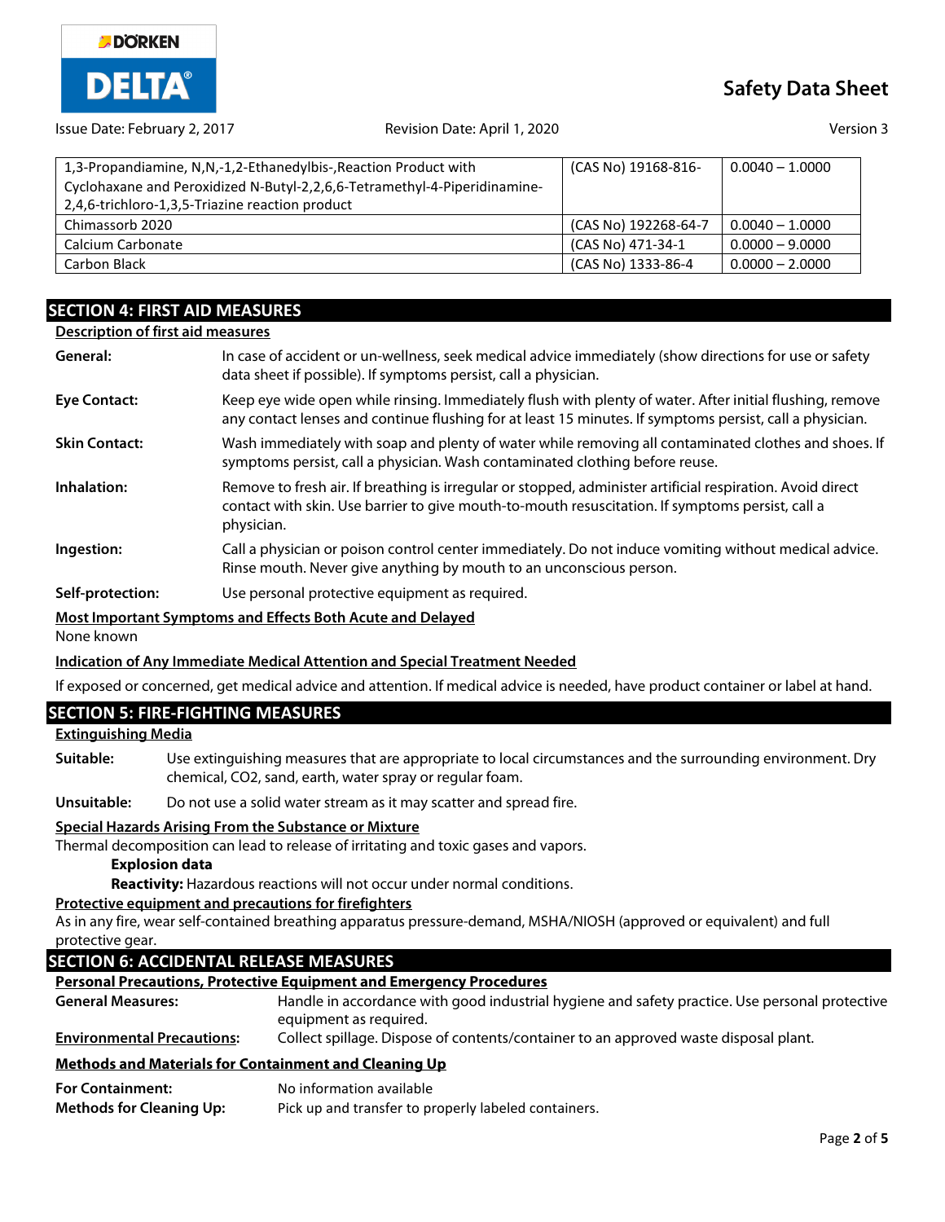| | | |
|---|---|---|
| 1,3-Propandiamine, N,N,-1,2-Ethanedylbis-,Reaction Product with Cyclohaxane and Peroxidized N-Butyl-2,2,6,6-Tetramethyl-4-Piperidinamine-2,4,6-trichloro-1,3,5-Triazine reaction product | (CAS No) 19168-816- | 0.0040 – 1.0000 |
| Chimassorb 2020 | (CAS No) 192268-64-7 | 0.0040 – 1.0000 |
| Calcium Carbonate | (CAS No) 471-34-1 | 0.0000 – 9.0000 |
| Carbon Black | (CAS No) 1333-86-4 | 0.0000 – 2.0000 |

## SECTION 4: FIRST AID MEASURES

**Description of first aid measures**

**General:** In case of accident or un-wellness, seek medical advice immediately (show directions for use or safety data sheet if possible). If symptoms persist, call a physician.

**Eye Contact:** Keep eye wide open while rinsing. Immediately flush with plenty of water. After initial flushing, remove any contact lenses and continue flushing for at least 15 minutes. If symptoms persist, call a physician.

**Skin Contact:** Wash immediately with soap and plenty of water while removing all contaminated clothes and shoes. If symptoms persist, call a physician. Wash contaminated clothing before reuse.

**Inhalation:** Remove to fresh air. If breathing is irregular or stopped, administer artificial respiration. Avoid direct contact with skin. Use barrier to give mouth-to-mouth resuscitation. If symptoms persist, call a physician.

**Ingestion:** Call a physician or poison control center immediately. Do not induce vomiting without medical advice. Rinse mouth. Never give anything by mouth to an unconscious person.

**Self-protection:** Use personal protective equipment as required.

**Most Important Symptoms and Effects Both Acute and Delayed**

None known

**Indication of Any Immediate Medical Attention and Special Treatment Needed**

If exposed or concerned, get medical advice and attention. If medical advice is needed, have product container or label at hand.

## SECTION 5: FIRE-FIGHTING MEASURES

**Extinguishing Media**

**Suitable:** Use extinguishing measures that are appropriate to local circumstances and the surrounding environment. Dry chemical, CO2, sand, earth, water spray or regular foam.

**Unsuitable:** Do not use a solid water stream as it may scatter and spread fire.

**Special Hazards Arising From the Substance or Mixture**

Thermal decomposition can lead to release of irritating and toxic gases and vapors.

**Explosion data**

**Reactivity:** Hazardous reactions will not occur under normal conditions.

**Protective equipment and precautions for firefighters**

As in any fire, wear self-contained breathing apparatus pressure-demand, MSHA/NIOSH (approved or equivalent) and full protective gear.

## SECTION 6: ACCIDENTAL RELEASE MEASURES

**Personal Precautions, Protective Equipment and Emergency Procedures**

**General Measures:** Handle in accordance with good industrial hygiene and safety practice. Use personal protective equipment as required.

**Environmental Precautions:** Collect spillage. Dispose of contents/container to an approved waste disposal plant.

**Methods and Materials for Containment and Cleaning Up**

**For Containment:** No information available

**Methods for Cleaning Up:** Pick up and transfer to properly labeled containers.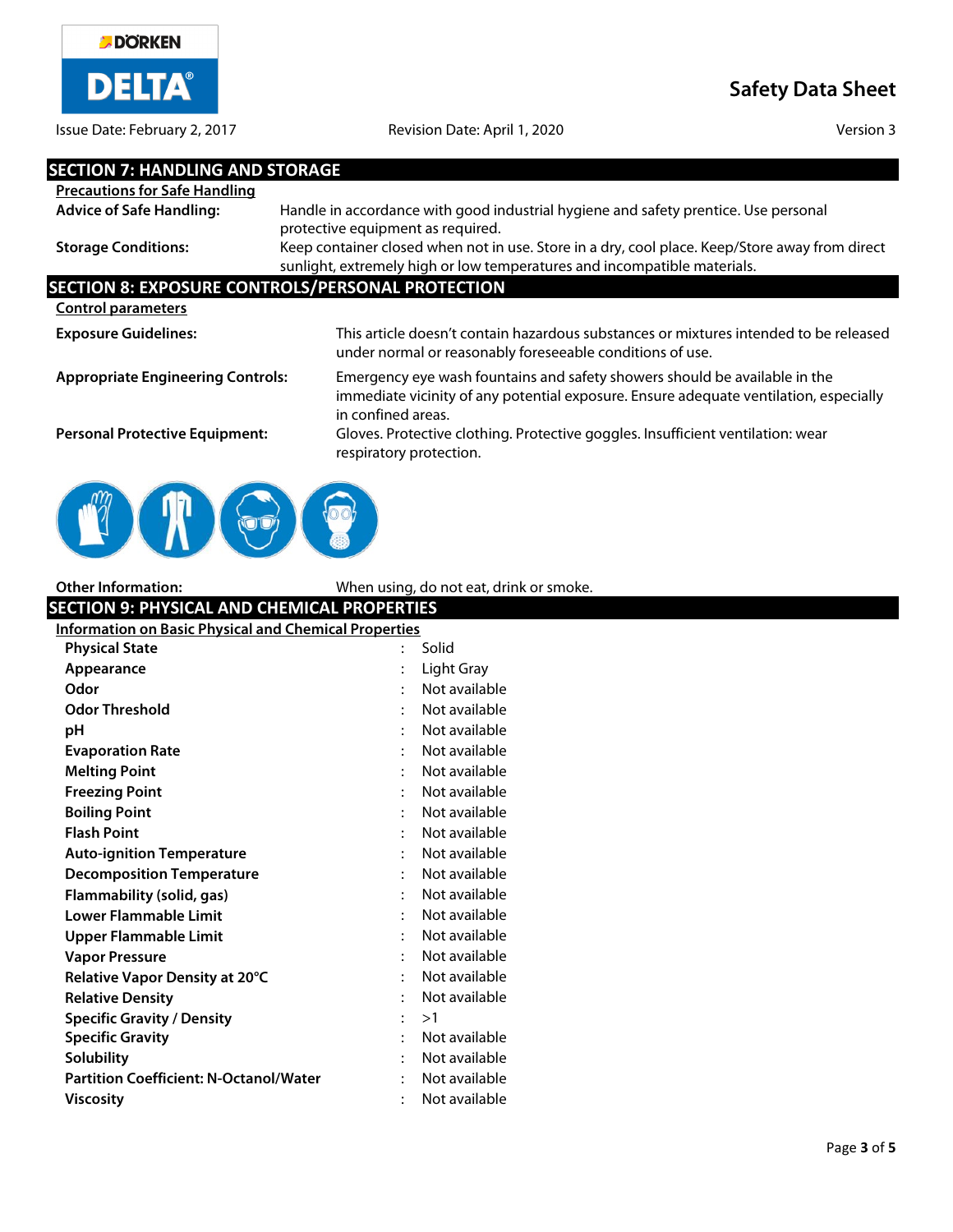## SECTION 7: HANDLING AND STORAGE

**Precautions for Safe Handling**

| | |
|---|---|
| **Advice of Safe Handling:** | Handle in accordance with good industrial hygiene and safety prentice. Use personal protective equipment as required. |
| **Storage Conditions:** | Keep container closed when not in use. Store in a dry, cool place. Keep/Store away from direct sunlight, extremely high or low temperatures and incompatible materials. |

## SECTION 8: EXPOSURE CONTROLS/PERSONAL PROTECTION

**Control parameters**

| | |
|---|---|
| **Exposure Guidelines:** | This article doesn't contain hazardous substances or mixtures intended to be released under normal or reasonably foreseeable conditions of use. |
| **Appropriate Engineering Controls:** | Emergency eye wash fountains and safety showers should be available in the immediate vicinity of any potential exposure. Ensure adequate ventilation, especially in confined areas. |
| **Personal Protective Equipment:** | Gloves. Protective clothing. Protective goggles. Insufficient ventilation: wear respiratory protection. |
| **Other Information:** | When using, do not eat, drink or smoke. |

## SECTION 9: PHYSICAL AND CHEMICAL PROPERTIES

**Information on Basic Physical and Chemical Properties**

| Property | Value |
|---|---|
| **Physical State** | Solid |
| **Appearance** | Light Gray |
| **Odor** | Not available |
| **Odor Threshold** | Not available |
| **pH** | Not available |
| **Evaporation Rate** | Not available |
| **Melting Point** | Not available |
| **Freezing Point** | Not available |
| **Boiling Point** | Not available |
| **Flash Point** | Not available |
| **Auto-ignition Temperature** | Not available |
| **Decomposition Temperature** | Not available |
| **Flammability (solid, gas)** | Not available |
| **Lower Flammable Limit** | Not available |
| **Upper Flammable Limit** | Not available |
| **Vapor Pressure** | Not available |
| **Relative Vapor Density at 20°C** | Not available |
| **Relative Density** | Not available |
| **Specific Gravity / Density** | >1 |
| **Specific Gravity** | Not available |
| **Solubility** | Not available |
| **Partition Coefficient: N-Octanol/Water** | Not available |
| **Viscosity** | Not available |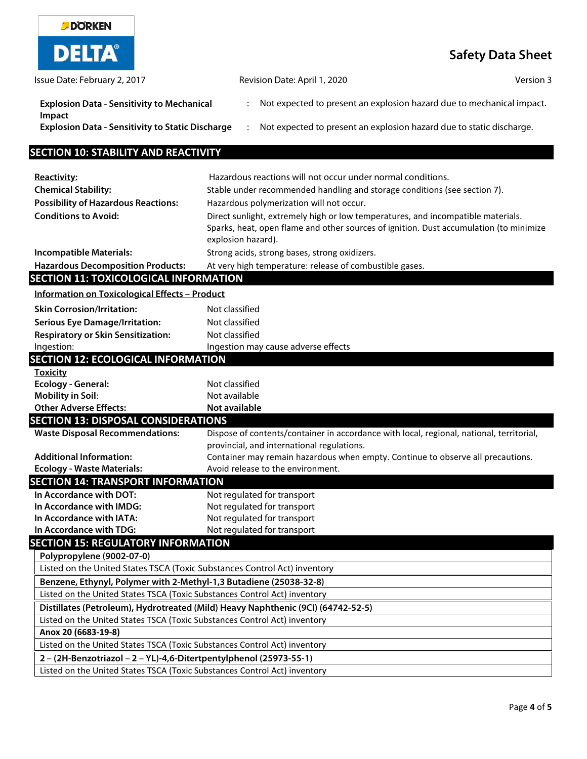| | | |
|---|---|---|
| **Explosion Data - Sensitivity to Mechanical Impact** | : | Not expected to present an explosion hazard due to mechanical impact. |
| **Explosion Data - Sensitivity to Static Discharge** | : | Not expected to present an explosion hazard due to static discharge. |

## SECTION 10: STABILITY AND REACTIVITY

| | |
|---|---|
| **Reactivity:** | Hazardous reactions will not occur under normal conditions. |
| **Chemical Stability:** | Stable under recommended handling and storage conditions (see section 7). |
| **Possibility of Hazardous Reactions:** | Hazardous polymerization will not occur. |
| **Conditions to Avoid:** | Direct sunlight, extremely high or low temperatures, and incompatible materials. Sparks, heat, open flame and other sources of ignition. Dust accumulation (to minimize explosion hazard). |
| **Incompatible Materials:** | Strong acids, strong bases, strong oxidizers. |
| **Hazardous Decomposition Products:** | At very high temperature: release of combustible gases. |

## SECTION 11: TOXICOLOGICAL INFORMATION

**Information on Toxicological Effects – Product**

| | |
|---|---|
| **Skin Corrosion/Irritation:** | Not classified |
| **Serious Eye Damage/Irritation:** | Not classified |
| **Respiratory or Skin Sensitization:** | Not classified |
| Ingestion: | Ingestion may cause adverse effects |

## SECTION 12: ECOLOGICAL INFORMATION

**Toxicity**

| | |
|---|---|
| **Ecology - General:** | Not classified |
| **Mobility in Soil:** | Not available |
| **Other Adverse Effects:** | **Not available** |

## SECTION 13: DISPOSAL CONSIDERATIONS

| | |
|---|---|
| **Waste Disposal Recommendations:** | Dispose of contents/container in accordance with local, regional, national, territorial, provincial, and international regulations. |
| **Additional Information:** | Container may remain hazardous when empty. Continue to observe all precautions. |
| **Ecology - Waste Materials:** | Avoid release to the environment. |

## SECTION 14: TRANSPORT INFORMATION

| | |
|---|---|
| **In Accordance with DOT:** | Not regulated for transport |
| **In Accordance with IMDG:** | Not regulated for transport |
| **In Accordance with IATA:** | Not regulated for transport |
| **In Accordance with TDG:** | Not regulated for transport |

## SECTION 15: REGULATORY INFORMATION

| |
|---|
| **Polypropylene (9002-07-0)** |
| Listed on the United States TSCA (Toxic Substances Control Act) inventory |
| **Benzene, Ethynyl, Polymer with 2-Methyl-1,3 Butadiene (25038-32-8)** |
| Listed on the United States TSCA (Toxic Substances Control Act) inventory |
| **Distillates (Petroleum), Hydrotreated (Mild) Heavy Naphthenic (9CI) (64742-52-5)** |
| Listed on the United States TSCA (Toxic Substances Control Act) inventory |
| **Anox 20 (6683-19-8)** |
| Listed on the United States TSCA (Toxic Substances Control Act) inventory |
| **2 – (2H-Benzotriazol – 2 – YL)-4,6-Ditertpentylphenol (25973-55-1)** |
| Listed on the United States TSCA (Toxic Substances Control Act) inventory |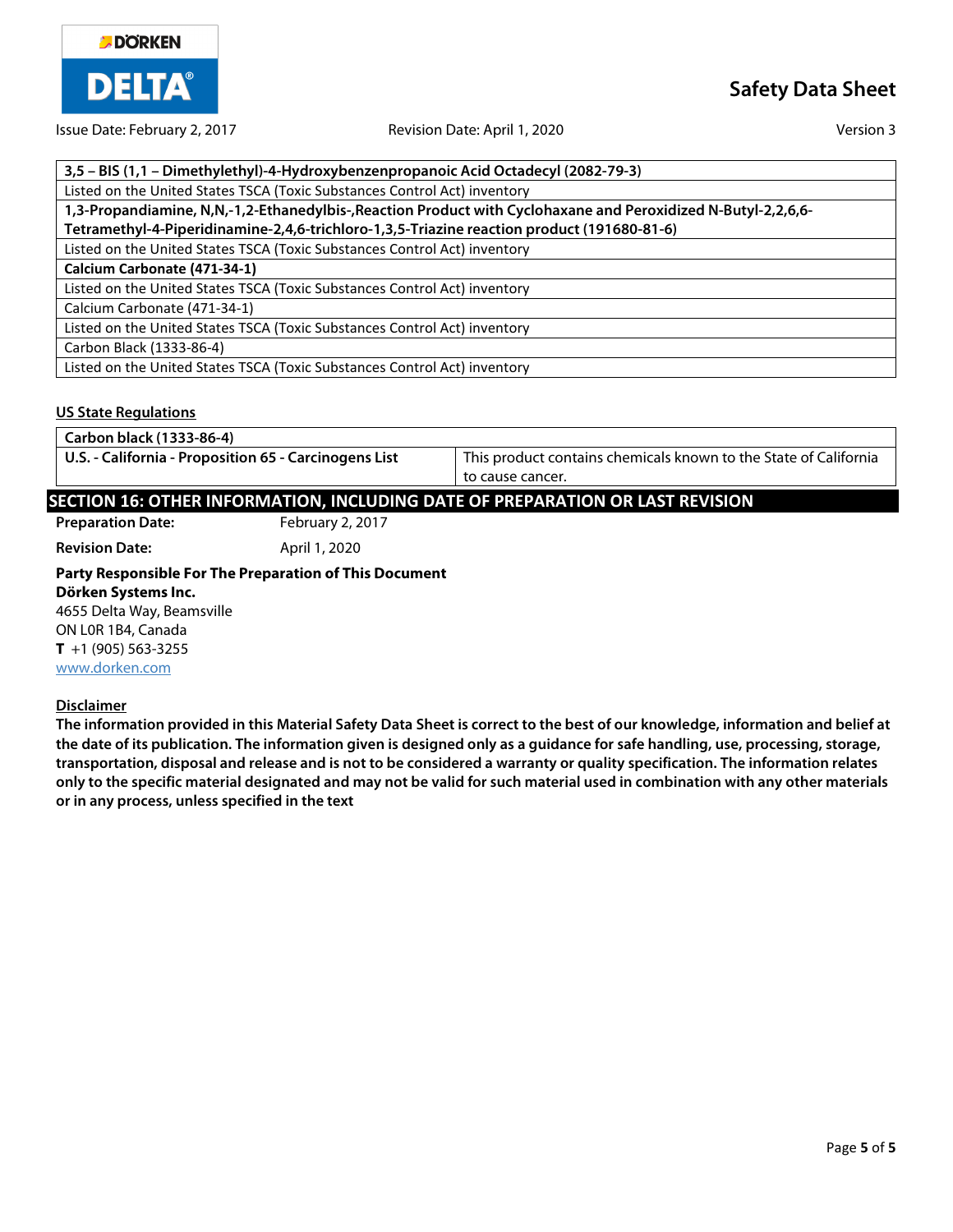| |
|---|
| **3,5 – BIS (1,1 – Dimethylethyl)-4-Hydroxybenzenpropanoic Acid Octadecyl (2082-79-3)** |
| Listed on the United States TSCA (Toxic Substances Control Act) inventory |
| **1,3-Propandiamine, N,N,-1,2-Ethanedylbis-,Reaction Product with Cyclohaxane and Peroxidized N-Butyl-2,2,6,6-Tetramethyl-4-Piperidinamine-2,4,6-trichloro-1,3,5-Triazine reaction product (191680-81-6)** |
| Listed on the United States TSCA (Toxic Substances Control Act) inventory |
| **Calcium Carbonate (471-34-1)** |
| Listed on the United States TSCA (Toxic Substances Control Act) inventory |
| Calcium Carbonate (471-34-1) |
| Listed on the United States TSCA (Toxic Substances Control Act) inventory |
| Carbon Black (1333-86-4) |
| Listed on the United States TSCA (Toxic Substances Control Act) inventory |

**US State Regulations**

| **Carbon black (1333-86-4)** | |
|---|---|
| **U.S. - California - Proposition 65 - Carcinogens List** | This product contains chemicals known to the State of California to cause cancer. |

## SECTION 16: OTHER INFORMATION, INCLUDING DATE OF PREPARATION OR LAST REVISION

**Preparation Date:** February 2, 2017

**Revision Date:** April 1, 2020

**Party Responsible For The Preparation of This Document**
**Dörken Systems Inc.**
4655 Delta Way, Beamsville
ON L0R 1B4, Canada
**T** +1 (905) 563-3255
www.dorken.com

**Disclaimer**

**The information provided in this Material Safety Data Sheet is correct to the best of our knowledge, information and belief at the date of its publication. The information given is designed only as a guidance for safe handling, use, processing, storage, transportation, disposal and release and is not to be considered a warranty or quality specification. The information relates only to the specific material designated and may not be valid for such material used in combination with any other materials or in any process, unless specified in the text**